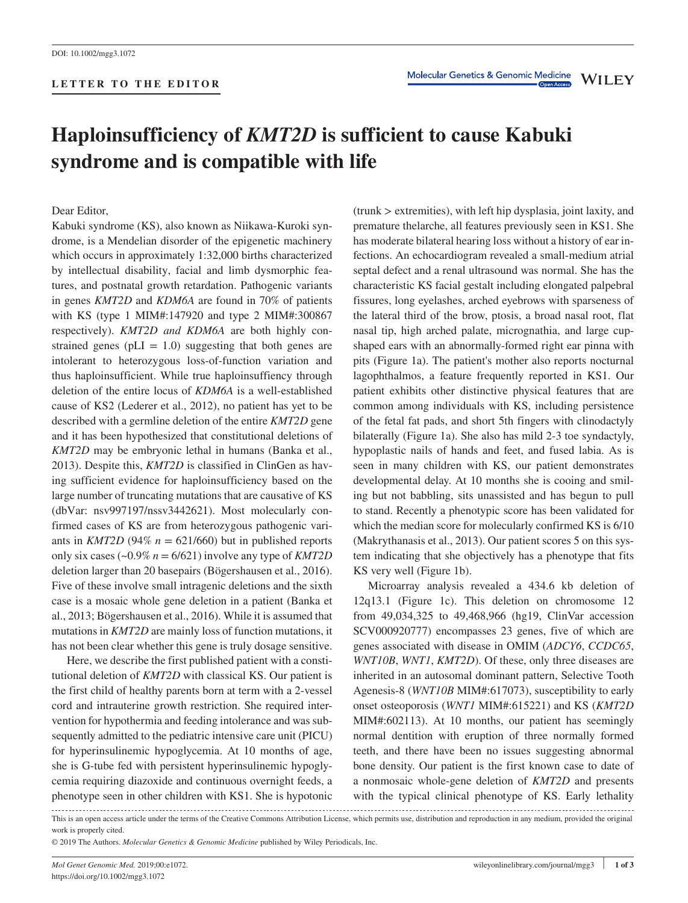DOI: 10.1002/mgg3.1072

**LETTER TO THE EDITOR**

# Haploinsufficiency of *KMT2D* is sufficient to cause Kabuki syndrome and is compatible with life

Dear Editor,

Kabuki syndrome (KS), also known as Niikawa-Kuroki syndrome, is a Mendelian disorder of the epigenetic machinery which occurs in approximately 1:32,000 births characterized by intellectual disability, facial and limb dysmorphic features, and postnatal growth retardation. Pathogenic variants in genes *KMT2D* and *KDM6A* are found in 70% of patients with KS (type 1 MIM#:147920 and type 2 MIM#:300867 respectively). *KMT2D and KDM6A* are both highly constrained genes (pLI = 1.0) suggesting that both genes are intolerant to heterozygous loss-of-function variation and thus haploinsufficient. While true haploinsufficiency through deletion of the entire locus of *KDM6A* is a well-established cause of KS2 (Lederer et al., 2012), no patient has yet to be described with a germline deletion of the entire *KMT2D* gene and it has been hypothesized that constitutional deletions of *KMT2D* may be embryonic lethal in humans (Banka et al., 2013). Despite this, *KMT2D* is classified in ClinGen as having sufficient evidence for haploinsufficiency based on the large number of truncating mutations that are causative of KS (dbVar: nsv997197/nssv3442621). Most molecularly confirmed cases of KS are from heterozygous pathogenic variants in *KMT2D* (94% $n = 621/660$) but in published reports only six cases (~0.9% $n = 6/621$) involve any type of *KMT2D* deletion larger than 20 basepairs (Bögershausen et al., 2016). Five of these involve small intragenic deletions and the sixth case is a mosaic whole gene deletion in a patient (Banka et al., 2013; Bögershausen et al., 2016). While it is assumed that mutations in *KMT2D* are mainly loss of function mutations, it has not been clear whether this gene is truly dosage sensitive.

Here, we describe the first published patient with a constitutional deletion of *KMT2D* with classical KS. Our patient is the first child of healthy parents born at term with a 2-vessel cord and intrauterine growth restriction. She required intervention for hypothermia and feeding intolerance and was subsequently admitted to the pediatric intensive care unit (PICU) for hyperinsulinemic hypoglycemia. At 10 months of age, she is G-tube fed with persistent hyperinsulinemic hypoglycemia requiring diazoxide and continuous overnight feeds, a phenotype seen in other children with KS1. She is hypotonic (trunk > extremities), with left hip dysplasia, joint laxity, and premature thelarche, all features previously seen in KS1. She has moderate bilateral hearing loss without a history of ear infections. An echocardiogram revealed a small-medium atrial septal defect and a renal ultrasound was normal. She has the characteristic KS facial gestalt including elongated palpebral fissures, long eyelashes, arched eyebrows with sparseness of the lateral third of the brow, ptosis, a broad nasal root, flat nasal tip, high arched palate, micrognathia, and large cup-shaped ears with an abnormally-formed right ear pinna with pits (Figure 1a). The patient's mother also reports nocturnal lagophthalmos, a feature frequently reported in KS1. Our patient exhibits other distinctive physical features that are common among individuals with KS, including persistence of the fetal fat pads, and short 5th fingers with clinodactyly bilaterally (Figure 1a). She also has mild 2-3 toe syndactyly, hypoplastic nails of hands and feet, and fused labia. As is seen in many children with KS, our patient demonstrates developmental delay. At 10 months she is cooing and smiling but not babbling, sits unassisted and has begun to pull to stand. Recently a phenotypic score has been validated for which the median score for molecularly confirmed KS is 6/10 (Makrythanasis et al., 2013). Our patient scores 5 on this system indicating that she objectively has a phenotype that fits KS very well (Figure 1b).

Microarray analysis revealed a 434.6 kb deletion of 12q13.1 (Figure 1c). This deletion on chromosome 12 from 49,034,325 to 49,468,966 (hg19, ClinVar accession SCV000920777) encompasses 23 genes, five of which are genes associated with disease in OMIM (*ADCY6*, *CCDC65*, *WNT10B*, *WNT1*, *KMT2D*). Of these, only three diseases are inherited in an autosomal dominant pattern, Selective Tooth Agenesis-8 (*WNT10B* MIM#:617073), susceptibility to early onset osteoporosis (*WNT1* MIM#:615221) and KS (*KMT2D* MIM#:602113). At 10 months, our patient has seemingly normal dentition with eruption of three normally formed teeth, and there have been no issues suggesting abnormal bone density. Our patient is the first known case to date of a nonmosaic whole-gene deletion of *KMT2D* and presents with the typical clinical phenotype of KS. Early lethality

This is an open access article under the terms of the Creative Commons Attribution License, which permits use, distribution and reproduction in any medium, provided the original work is properly cited.

© 2019 The Authors. *Molecular Genetics & Genomic Medicine* published by Wiley Periodicals, Inc.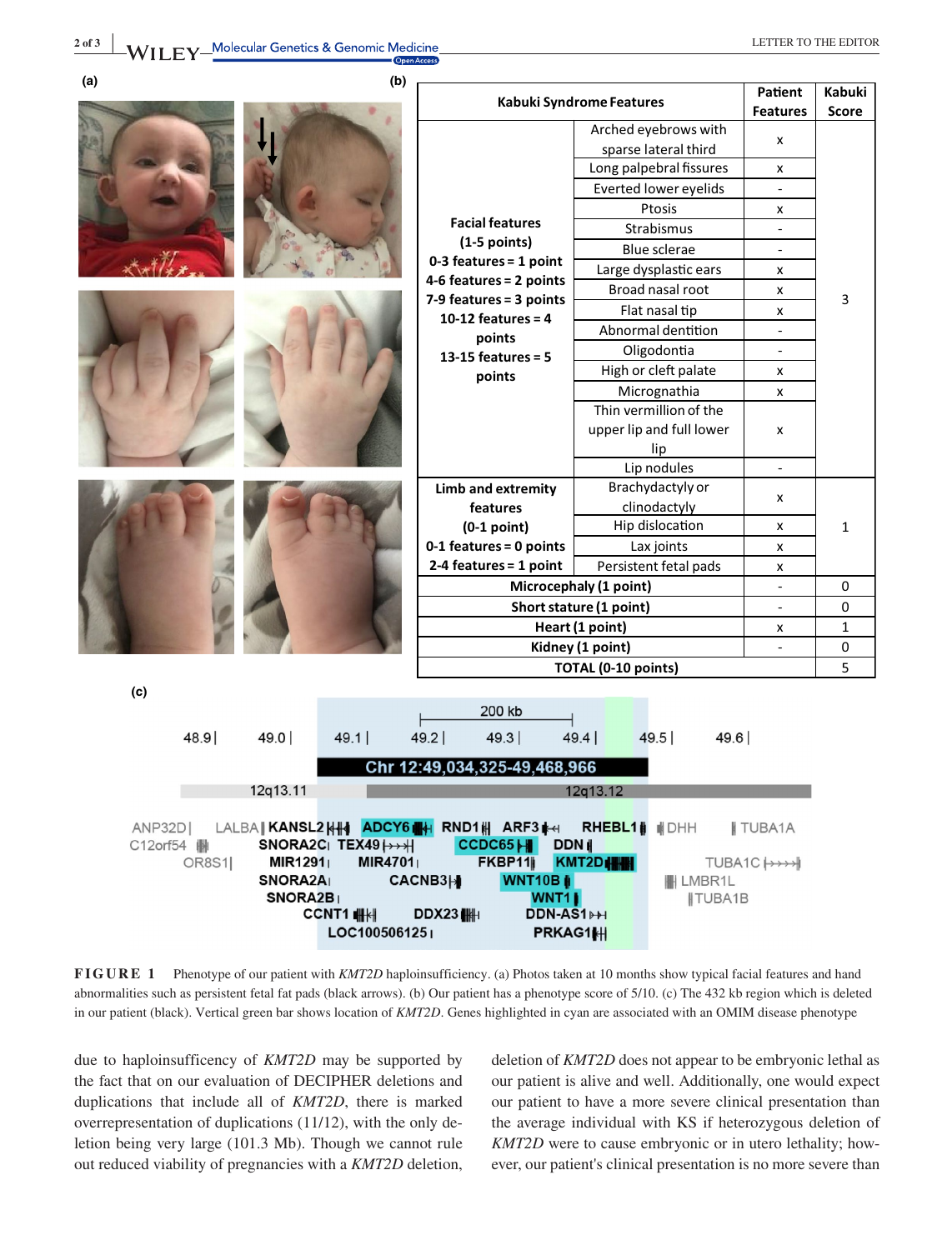| Kabuki Syndrome Features | | Patient Features | Kabuki Score |
|---|---|---|---|
| Facial features (1-5 points) 0-3 features = 1 point 4-6 features = 2 points 7-9 features = 3 points 10-12 features = 4 points 13-15 features = 5 points | Arched eyebrows with sparse lateral third | x | 3 |
| | Long palpebral fissures | x | |
| | Everted lower eyelids | - | |
| | Ptosis | x | |
| | Strabismus | - | |
| | Blue sclerae | - | |
| | Large dysplastic ears | x | |
| | Broad nasal root | x | |
| | Flat nasal tip | x | |
| | Abnormal dentition | - | |
| | Oligodontia | - | |
| | High or cleft palate | x | |
| | Micrognathia | x | |
| | Thin vermillion of the upper lip and full lower lip | x | |
| | Lip nodules | - | |
| Limb and extremity features (0-1 point) 0-1 features = 0 points 2-4 features = 1 point | Brachydactyly or clinodactyly | x | 1 |
| | Hip dislocation | x | |
| | Lax joints | x | |
| | Persistent fetal pads | x | |
| Microcephaly (1 point) | | - | 0 |
| Short stature (1 point) | | - | 0 |
| Heart (1 point) | | x | 1 |
| Kidney (1 point) | | - | 0 |
| TOTAL (0-10 points) | | | 5 |

**FIGURE 1** Phenotype of our patient with *KMT2D* haploinsufficiency. (a) Photos taken at 10 months show typical facial features and hand abnormalities such as persistent fetal fat pads (black arrows). (b) Our patient has a phenotype score of 5/10. (c) The 432 kb region which is deleted in our patient (black). Vertical green bar shows location of *KMT2D*. Genes highlighted in cyan are associated with an OMIM disease phenotype

due to haploinsufficency of *KMT2D* may be supported by the fact that on our evaluation of DECIPHER deletions and duplications that include all of *KMT2D*, there is marked overrepresentation of duplications (11/12), with the only deletion being very large (101.3 Mb). Though we cannot rule out reduced viability of pregnancies with a *KMT2D* deletion, deletion of *KMT2D* does not appear to be embryonic lethal as our patient is alive and well. Additionally, one would expect our patient to have a more severe clinical presentation than the average individual with KS if heterozygous deletion of *KMT2D* were to cause embryonic or in utero lethality; however, our patient's clinical presentation is no more severe than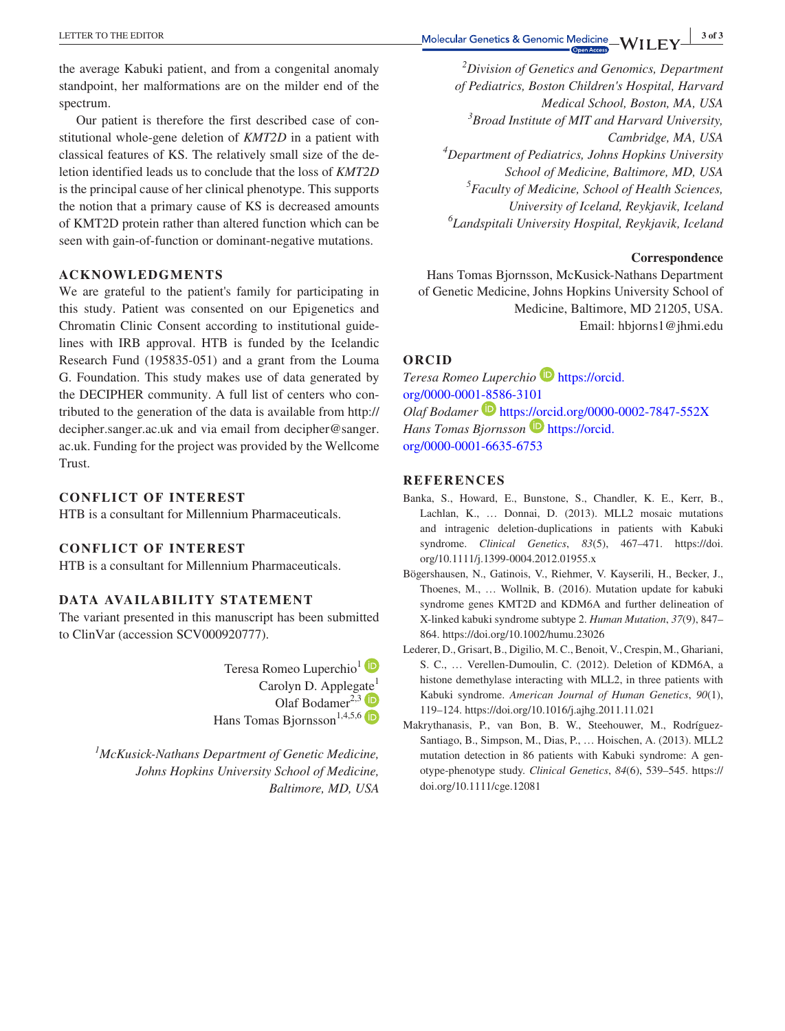the average Kabuki patient, and from a congenital anomaly standpoint, her malformations are on the milder end of the spectrum.

Our patient is therefore the first described case of constitutional whole-gene deletion of *KMT2D* in a patient with classical features of KS. The relatively small size of the deletion identified leads us to conclude that the loss of *KMT2D* is the principal cause of her clinical phenotype. This supports the notion that a primary cause of KS is decreased amounts of KMT2D protein rather than altered function which can be seen with gain-of-function or dominant-negative mutations.

## ACKNOWLEDGMENTS

We are grateful to the patient's family for participating in this study. Patient was consented on our Epigenetics and Chromatin Clinic Consent according to institutional guidelines with IRB approval. HTB is funded by the Icelandic Research Fund (195835-051) and a grant from the Louma G. Foundation. This study makes use of data generated by the DECIPHER community. A full list of centers who contributed to the generation of the data is available from http://decipher.sanger.ac.uk and via email from decipher@sanger.ac.uk. Funding for the project was provided by the Wellcome Trust.

## CONFLICT OF INTEREST

HTB is a consultant for Millennium Pharmaceuticals.

## CONFLICT OF INTEREST

HTB is a consultant for Millennium Pharmaceuticals.

## DATA AVAILABILITY STATEMENT

The variant presented in this manuscript has been submitted to ClinVar (accession SCV000920777).

Teresa Romeo Luperchio[1]
Carolyn D. Applegate[1]
Olaf Bodamer[2,3]
Hans Tomas Bjornsson[1,4,5,6]

[1]*McKusick-Nathans Department of Genetic Medicine, Johns Hopkins University School of Medicine, Baltimore, MD, USA*
[2]*Division of Genetics and Genomics, Department of Pediatrics, Boston Children's Hospital, Harvard Medical School, Boston, MA, USA*
[3]*Broad Institute of MIT and Harvard University, Cambridge, MA, USA*
[4]*Department of Pediatrics, Johns Hopkins University School of Medicine, Baltimore, MD, USA*
[5]*Faculty of Medicine, School of Health Sciences, University of Iceland, Reykjavik, Iceland*
[6]*Landspitali University Hospital, Reykjavik, Iceland*

**Correspondence**
Hans Tomas Bjornsson, McKusick-Nathans Department of Genetic Medicine, Johns Hopkins University School of Medicine, Baltimore, MD 21205, USA.
Email: hbjorns1@jhmi.edu

## ORCID

*Teresa Romeo Luperchio* https://orcid.org/0000-0001-8586-3101
*Olaf Bodamer* https://orcid.org/0000-0002-7847-552X
*Hans Tomas Bjornsson* https://orcid.org/0000-0001-6635-6753

## REFERENCES

Banka, S., Howard, E., Bunstone, S., Chandler, K. E., Kerr, B., Lachlan, K., … Donnai, D. (2013). MLL2 mosaic mutations and intragenic deletion-duplications in patients with Kabuki syndrome. *Clinical Genetics*, *83*(5), 467–471. https://doi.org/10.1111/j.1399-0004.2012.01955.x

Bögershausen, N., Gatinois, V., Riehmer, V. Kayserili, H., Becker, J., Thoenes, M., … Wollnik, B. (2016). Mutation update for kabuki syndrome genes KMT2D and KDM6A and further delineation of X-linked kabuki syndrome subtype 2. *Human Mutation*, *37*(9), 847–864. https://doi.org/10.1002/humu.23026

Lederer, D., Grisart, B., Digilio, M. C., Benoit, V., Crespin, M., Ghariani, S. C., … Verellen-Dumoulin, C. (2012). Deletion of KDM6A, a histone demethylase interacting with MLL2, in three patients with Kabuki syndrome. *American Journal of Human Genetics*, *90*(1), 119–124. https://doi.org/10.1016/j.ajhg.2011.11.021

Makrythanasis, P., van Bon, B. W., Steehouwer, M., Rodríguez-Santiago, B., Simpson, M., Dias, P., … Hoischen, A. (2013). MLL2 mutation detection in 86 patients with Kabuki syndrome: A genotype-phenotype study. *Clinical Genetics*, *84*(6), 539–545. https://doi.org/10.1111/cge.12081